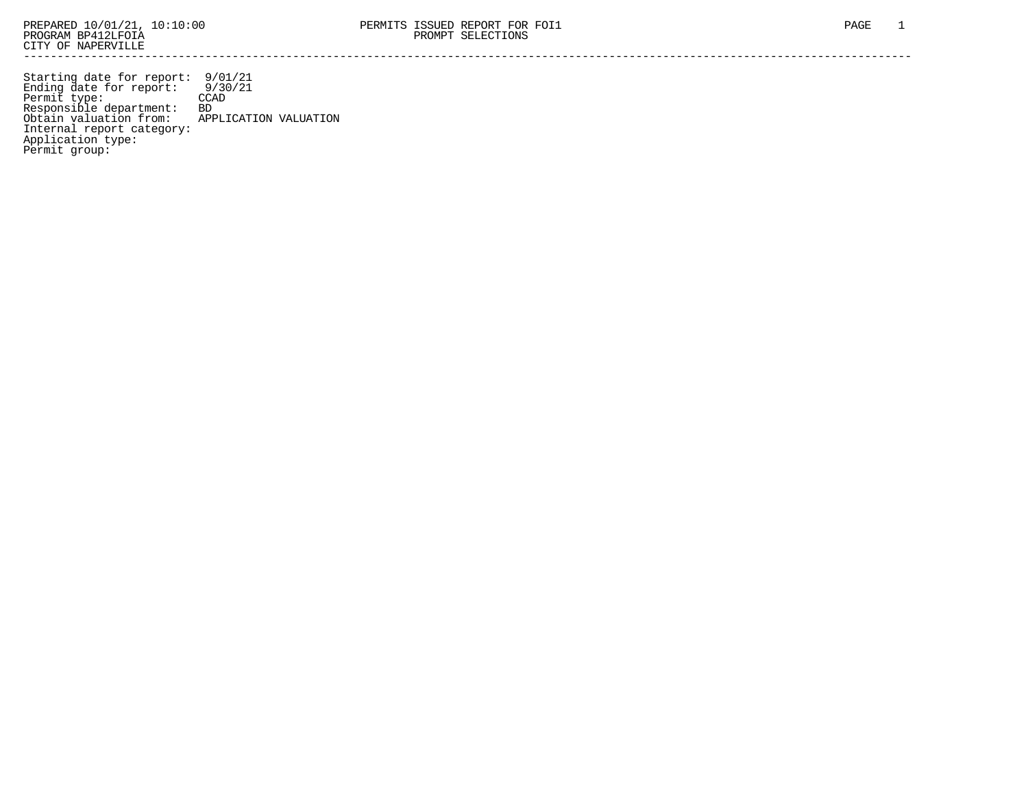PREPARED 10/01/21, 10:10:00 PERMITS ISSUED REPORT FOR FOI1
PROGRAM BP412LFOIA PROMPT SELECTIONS
CITY OF NAPERVILLE

---

Starting date for report: 9/01/21
Ending date for report: 9/30/21
Permit type: CCAD
Responsible department: BD
Obtain valuation from: APPLICATION VALUATION
Internal report category:
Application type:
Permit group: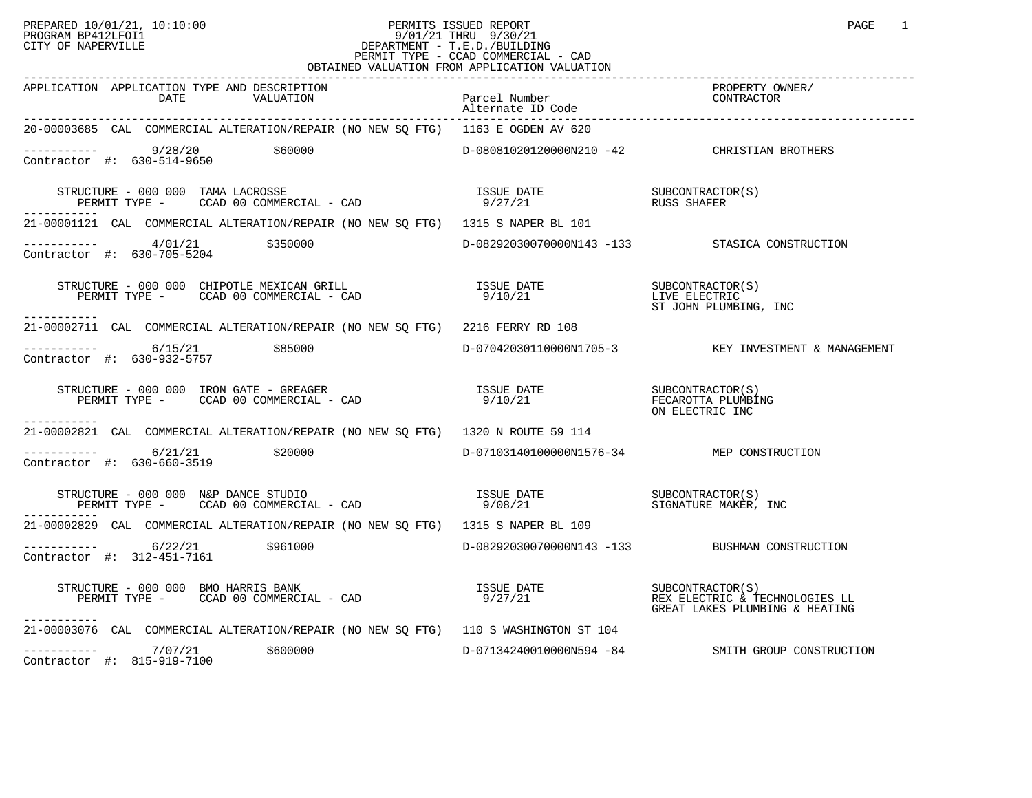PREPARED 10/01/21, 10:10:00
PROGRAM BP412LFOI1
CITY OF NAPERVILLE

PERMITS ISSUED REPORT
9/01/21 THRU 9/30/21
DEPARTMENT - T.E.D./BUILDING
PERMIT TYPE - CCAD COMMERCIAL - CAD
OBTAINED VALUATION FROM APPLICATION VALUATION

| APPLICATION | APPLICATION TYPE AND DESCRIPTION DATE | VALUATION | Parcel Number Alternate ID Code | PROPERTY OWNER/ CONTRACTOR |
|---|---|---|---|---|
| 20-00003685 | CAL COMMERCIAL ALTERATION/REPAIR (NO NEW SQ FTG) | | 1163 E OGDEN AV 620 | |
| Contractor #: 630-514-9650 | 9/28/20 | $60000 | D-08081020120000N210 -42 | CHRISTIAN BROTHERS |
| | STRUCTURE - 000 000 TAMA LACROSSE<br>PERMIT TYPE - CCAD 00 COMMERCIAL - CAD | | ISSUE DATE 9/27/21 | SUBCONTRACTOR(S)<br>RUSS SHAFER |
| 21-00001121 | CAL COMMERCIAL ALTERATION/REPAIR (NO NEW SQ FTG) | | 1315 S NAPER BL 101 | |
| Contractor #: 630-705-5204 | 4/01/21 | $350000 | D-08292030070000N143 -133 | STASICA CONSTRUCTION |
| | STRUCTURE - 000 000 CHIPOTLE MEXICAN GRILL<br>PERMIT TYPE - CCAD 00 COMMERCIAL - CAD | | ISSUE DATE 9/10/21 | SUBCONTRACTOR(S)<br>LIVE ELECTRIC<br>ST JOHN PLUMBING, INC |
| 21-00002711 | CAL COMMERCIAL ALTERATION/REPAIR (NO NEW SQ FTG) | | 2216 FERRY RD 108 | |
| Contractor #: 630-932-5757 | 6/15/21 | $85000 | D-07042030110000N1705-3 | KEY INVESTMENT & MANAGEMENT |
| | STRUCTURE - 000 000 IRON GATE - GREAGER<br>PERMIT TYPE - CCAD 00 COMMERCIAL - CAD | | ISSUE DATE 9/10/21 | SUBCONTRACTOR(S)<br>FECAROTTA PLUMBING<br>ON ELECTRIC INC |
| 21-00002821 | CAL COMMERCIAL ALTERATION/REPAIR (NO NEW SQ FTG) | | 1320 N ROUTE 59 114 | |
| Contractor #: 630-660-3519 | 6/21/21 | $20000 | D-07103140100000N1576-34 | MEP CONSTRUCTION |
| | STRUCTURE - 000 000 N&P DANCE STUDIO<br>PERMIT TYPE - CCAD 00 COMMERCIAL - CAD | | ISSUE DATE 9/08/21 | SUBCONTRACTOR(S)<br>SIGNATURE MAKER, INC |
| 21-00002829 | CAL COMMERCIAL ALTERATION/REPAIR (NO NEW SQ FTG) | | 1315 S NAPER BL 109 | |
| Contractor #: 312-451-7161 | 6/22/21 | $961000 | D-08292030070000N143 -133 | BUSHMAN CONSTRUCTION |
| | STRUCTURE - 000 000 BMO HARRIS BANK<br>PERMIT TYPE - CCAD 00 COMMERCIAL - CAD | | ISSUE DATE 9/27/21 | SUBCONTRACTOR(S)<br>REX ELECTRIC & TECHNOLOGIES LL<br>GREAT LAKES PLUMBING & HEATING |
| 21-00003076 | CAL COMMERCIAL ALTERATION/REPAIR (NO NEW SQ FTG) | | 110 S WASHINGTON ST 104 | |
| Contractor #: 815-919-7100 | 7/07/21 | $600000 | D-07134240010000N594 -84 | SMITH GROUP CONSTRUCTION |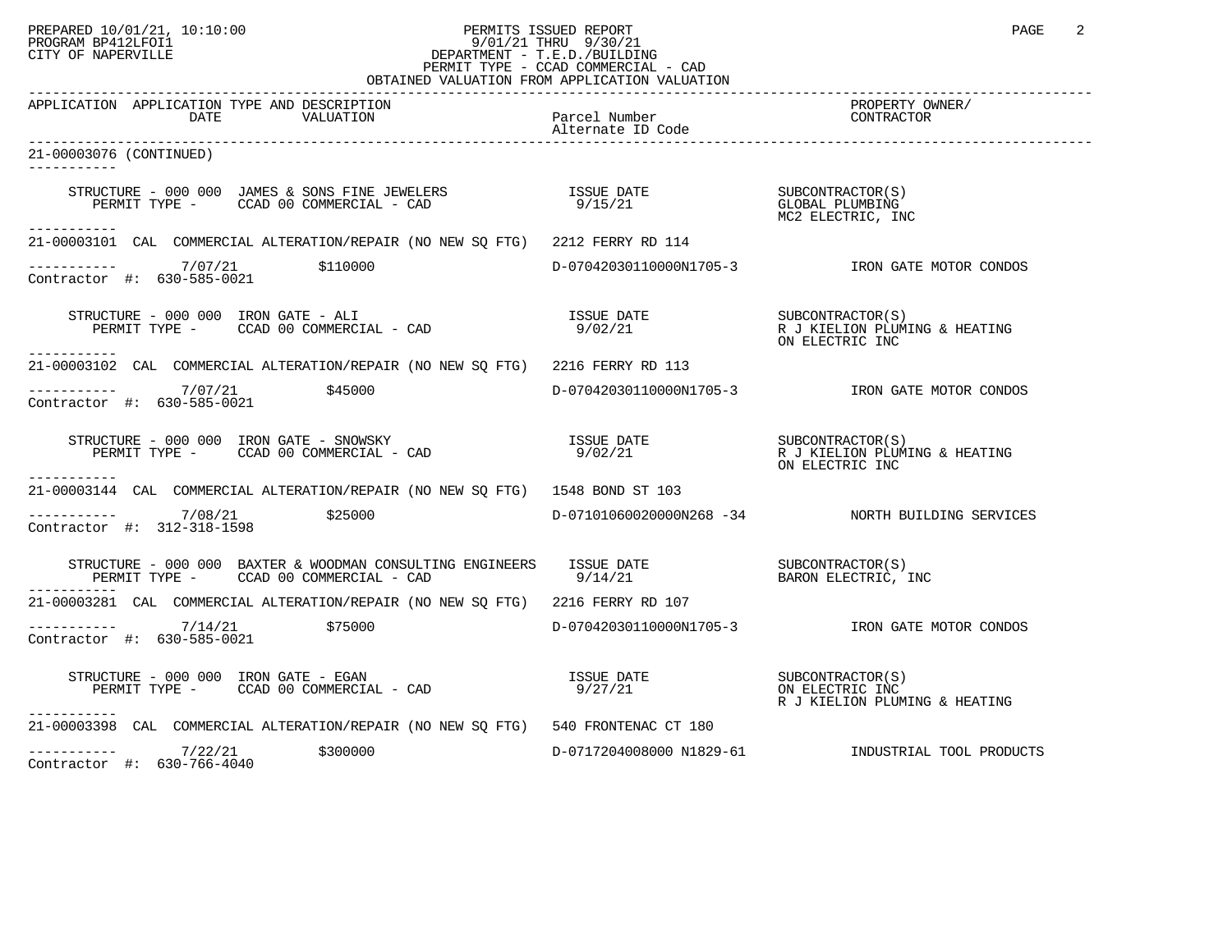PREPARED 10/01/21, 10:10:00
PROGRAM BP412LFOI1
CITY OF NAPERVILLE

PERMITS ISSUED REPORT
9/01/21 THRU 9/30/21
DEPARTMENT - T.E.D./BUILDING
PERMIT TYPE - CCAD COMMERCIAL - CAD
OBTAINED VALUATION FROM APPLICATION VALUATION

| APPLICATION | APPLICATION TYPE AND DESCRIPTION / DATE / VALUATION | Parcel Number / Alternate ID Code | PROPERTY OWNER/ CONTRACTOR |
|---|---|---|---|

**21-00003076 (CONTINUED)**

STRUCTURE - 000 000 JAMES & SONS FINE JEWELERS — ISSUE DATE 9/15/21
PERMIT TYPE - CCAD 00 COMMERCIAL - CAD
SUBCONTRACTOR(S): GLOBAL PLUMBING; MC2 ELECTRIC, INC

---

**21-00003101** CAL COMMERCIAL ALTERATION/REPAIR (NO NEW SQ FTG) 2212 FERRY RD 114
7/07/21 $110000 D-07042030110000N1705-3 IRON GATE MOTOR CONDOS
Contractor #: 630-585-0021

STRUCTURE - 000 000 IRON GATE - ALI — ISSUE DATE 9/02/21
PERMIT TYPE - CCAD 00 COMMERCIAL - CAD
SUBCONTRACTOR(S): R J KIELION PLUMING & HEATING; ON ELECTRIC INC

---

**21-00003102** CAL COMMERCIAL ALTERATION/REPAIR (NO NEW SQ FTG) 2216 FERRY RD 113
7/07/21 $45000 D-07042030110000N1705-3 IRON GATE MOTOR CONDOS
Contractor #: 630-585-0021

STRUCTURE - 000 000 IRON GATE - SNOWSKY — ISSUE DATE 9/02/21
PERMIT TYPE - CCAD 00 COMMERCIAL - CAD
SUBCONTRACTOR(S): R J KIELION PLUMING & HEATING; ON ELECTRIC INC

---

**21-00003144** CAL COMMERCIAL ALTERATION/REPAIR (NO NEW SQ FTG) 1548 BOND ST 103
7/08/21 $25000 D-07101060020000N268 -34 NORTH BUILDING SERVICES
Contractor #: 312-318-1598

STRUCTURE - 000 000 BAXTER & WOODMAN CONSULTING ENGINEERS — ISSUE DATE 9/14/21
PERMIT TYPE - CCAD 00 COMMERCIAL - CAD
SUBCONTRACTOR(S): BARON ELECTRIC, INC

---

**21-00003281** CAL COMMERCIAL ALTERATION/REPAIR (NO NEW SQ FTG) 2216 FERRY RD 107
7/14/21 $75000 D-07042030110000N1705-3 IRON GATE MOTOR CONDOS
Contractor #: 630-585-0021

STRUCTURE - 000 000 IRON GATE - EGAN — ISSUE DATE 9/27/21
PERMIT TYPE - CCAD 00 COMMERCIAL - CAD
SUBCONTRACTOR(S): ON ELECTRIC INC; R J KIELION PLUMING & HEATING

---

**21-00003398** CAL COMMERCIAL ALTERATION/REPAIR (NO NEW SQ FTG) 540 FRONTENAC CT 180
7/22/21 $300000 D-0717204008000 N1829-61 INDUSTRIAL TOOL PRODUCTS
Contractor #: 630-766-4040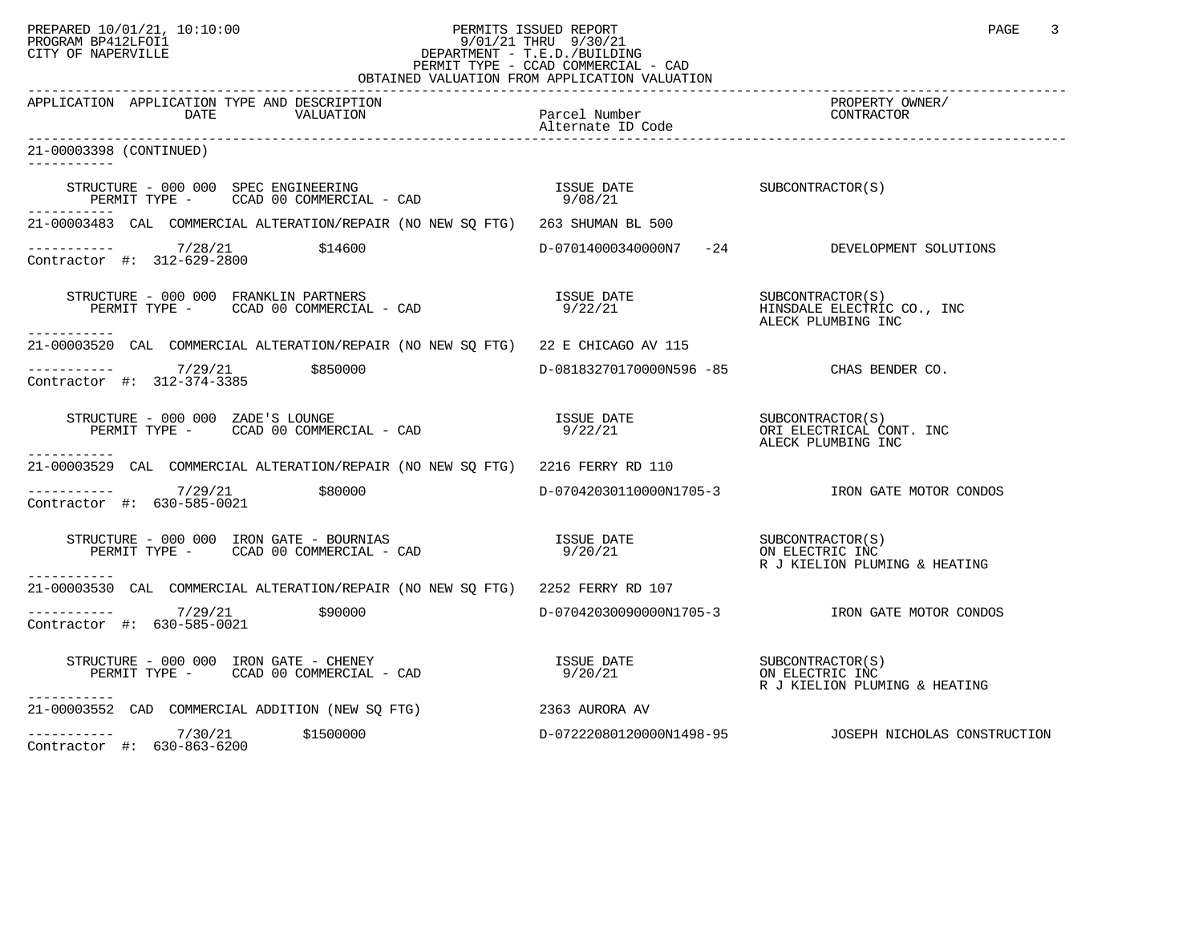PREPARED 10/01/21, 10:10:00
PROGRAM BP412LFOI1
CITY OF NAPERVILLE

PERMITS ISSUED REPORT
9/01/21 THRU 9/30/21
DEPARTMENT - T.E.D./BUILDING
PERMIT TYPE - CCAD COMMERCIAL - CAD
OBTAINED VALUATION FROM APPLICATION VALUATION

| APPLICATION | APPLICATION TYPE AND DESCRIPTION DATE | VALUATION | Parcel Number / Alternate ID Code | PROPERTY OWNER/ CONTRACTOR |
|---|---|---|---|---|

21-00003398 (CONTINUED)

STRUCTURE - 000 000 SPEC ENGINEERING — ISSUE DATE 9/08/21 — SUBCONTRACTOR(S)
PERMIT TYPE - CCAD 00 COMMERCIAL - CAD

---

21-00003483 CAL COMMERCIAL ALTERATION/REPAIR (NO NEW SQ FTG) 263 SHUMAN BL 500

7/28/21 $14600 D-07014000340000N7 -24 DEVELOPMENT SOLUTIONS
Contractor #: 312-629-2800

STRUCTURE - 000 000 FRANKLIN PARTNERS — ISSUE DATE 9/22/21 — SUBCONTRACTOR(S): HINSDALE ELECTRIC CO., INC; ALECK PLUMBING INC
PERMIT TYPE - CCAD 00 COMMERCIAL - CAD

---

21-00003520 CAL COMMERCIAL ALTERATION/REPAIR (NO NEW SQ FTG) 22 E CHICAGO AV 115

7/29/21 $850000 D-08183270170000N596 -85 CHAS BENDER CO.
Contractor #: 312-374-3385

STRUCTURE - 000 000 ZADE'S LOUNGE — ISSUE DATE 9/22/21 — SUBCONTRACTOR(S): ORI ELECTRICAL CONT. INC; ALECK PLUMBING INC
PERMIT TYPE - CCAD 00 COMMERCIAL - CAD

---

21-00003529 CAL COMMERCIAL ALTERATION/REPAIR (NO NEW SQ FTG) 2216 FERRY RD 110

7/29/21 $80000 D-07042030110000N1705-3 IRON GATE MOTOR CONDOS
Contractor #: 630-585-0021

STRUCTURE - 000 000 IRON GATE - BOURNIAS — ISSUE DATE 9/20/21 — SUBCONTRACTOR(S): ON ELECTRIC INC; R J KIELION PLUMING & HEATING
PERMIT TYPE - CCAD 00 COMMERCIAL - CAD

---

21-00003530 CAL COMMERCIAL ALTERATION/REPAIR (NO NEW SQ FTG) 2252 FERRY RD 107

7/29/21 $90000 D-07042030090000N1705-3 IRON GATE MOTOR CONDOS
Contractor #: 630-585-0021

STRUCTURE - 000 000 IRON GATE - CHENEY — ISSUE DATE 9/20/21 — SUBCONTRACTOR(S): ON ELECTRIC INC; R J KIELION PLUMING & HEATING
PERMIT TYPE - CCAD 00 COMMERCIAL - CAD

---

21-00003552 CAD COMMERCIAL ADDITION (NEW SQ FTG) 2363 AURORA AV

7/30/21 $1500000 D-07222080120000N1498-95 JOSEPH NICHOLAS CONSTRUCTION
Contractor #: 630-863-6200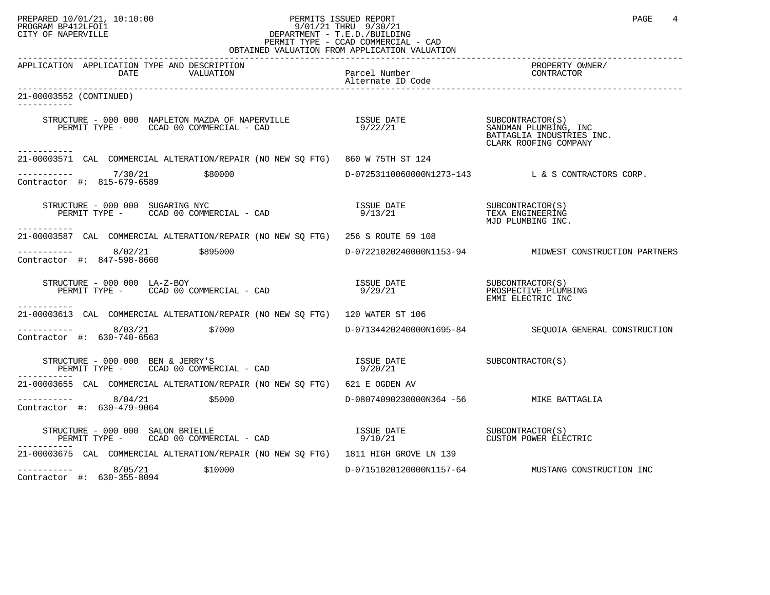PREPARED 10/01/21, 10:10:00
PROGRAM BP412LFOI1
CITY OF NAPERVILLE

PERMITS ISSUED REPORT
9/01/21 THRU 9/30/21
DEPARTMENT - T.E.D./BUILDING
PERMIT TYPE - CCAD COMMERCIAL - CAD
OBTAINED VALUATION FROM APPLICATION VALUATION

| APPLICATION | APPLICATION TYPE AND DESCRIPTION DATE VALUATION | Parcel Number Alternate ID Code | PROPERTY OWNER/ CONTRACTOR |
|---|---|---|---|

21-00003552 (CONTINUED)

STRUCTURE - 000 000 NAPLETON MAZDA OF NAPERVILLE — ISSUE DATE 9/22/21
PERMIT TYPE - CCAD 00 COMMERCIAL - CAD
SUBCONTRACTOR(S): SANDMAN PLUMBING, INC; BATTAGLIA INDUSTRIES INC.; CLARK ROOFING COMPANY

---

21-00003571 CAL COMMERCIAL ALTERATION/REPAIR (NO NEW SQ FTG) 860 W 75TH ST 124
7/30/21 $80000 D-07253110060000N1273-143 L & S CONTRACTORS CORP.
Contractor #: 815-679-6589

STRUCTURE - 000 000 SUGARING NYC — ISSUE DATE 9/13/21
PERMIT TYPE - CCAD 00 COMMERCIAL - CAD
SUBCONTRACTOR(S): TEXA ENGINEERING; MJD PLUMBING INC.

---

21-00003587 CAL COMMERCIAL ALTERATION/REPAIR (NO NEW SQ FTG) 256 S ROUTE 59 108
8/02/21 $895000 D-07221020240000N1153-94 MIDWEST CONSTRUCTION PARTNERS
Contractor #: 847-598-8660

STRUCTURE - 000 000 LA-Z-BOY — ISSUE DATE 9/29/21
PERMIT TYPE - CCAD 00 COMMERCIAL - CAD
SUBCONTRACTOR(S): PROSPECTIVE PLUMBING; EMMI ELECTRIC INC

---

21-00003613 CAL COMMERCIAL ALTERATION/REPAIR (NO NEW SQ FTG) 120 WATER ST 106
8/03/21 $7000 D-07134420240000N1695-84 SEQUOIA GENERAL CONSTRUCTION
Contractor #: 630-740-6563

STRUCTURE - 000 000 BEN & JERRY'S — ISSUE DATE 9/20/21
PERMIT TYPE - CCAD 00 COMMERCIAL - CAD
SUBCONTRACTOR(S)

---

21-00003655 CAL COMMERCIAL ALTERATION/REPAIR (NO NEW SQ FTG) 621 E OGDEN AV
8/04/21 $5000 D-08074090230000N364 -56 MIKE BATTAGLIA
Contractor #: 630-479-9064

STRUCTURE - 000 000 SALON BRIELLE — ISSUE DATE 9/10/21
PERMIT TYPE - CCAD 00 COMMERCIAL - CAD
SUBCONTRACTOR(S): CUSTOM POWER ELECTRIC

---

21-00003675 CAL COMMERCIAL ALTERATION/REPAIR (NO NEW SQ FTG) 1811 HIGH GROVE LN 139
8/05/21 $10000 D-07151020120000N1157-64 MUSTANG CONSTRUCTION INC
Contractor #: 630-355-8094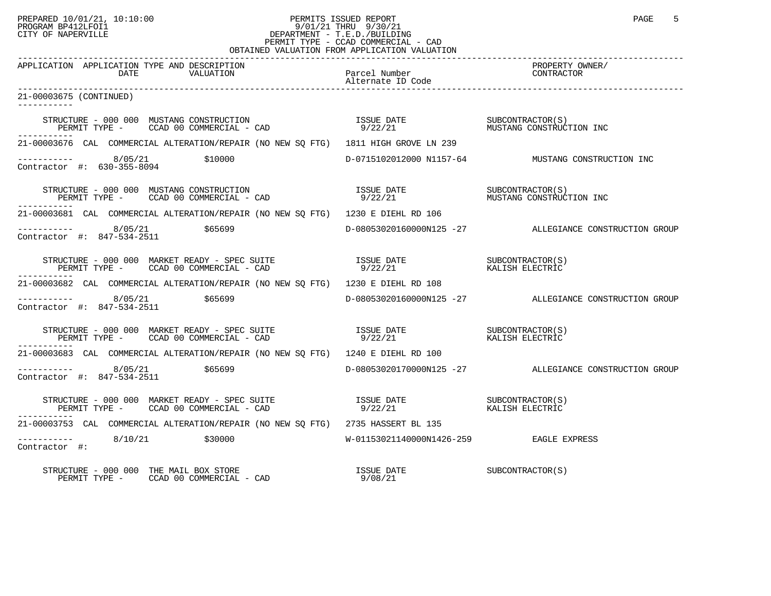PREPARED 10/01/21, 10:10:00
PROGRAM BP412LFOI1
CITY OF NAPERVILLE

PERMITS ISSUED REPORT
9/01/21 THRU 9/30/21
DEPARTMENT - T.E.D./BUILDING
PERMIT TYPE - CCAD COMMERCIAL - CAD
OBTAINED VALUATION FROM APPLICATION VALUATION

| APPLICATION | APPLICATION TYPE AND DESCRIPTION DATE | VALUATION | Parcel Number / Alternate ID Code | PROPERTY OWNER/ CONTRACTOR |
|---|---|---|---|---|

21-00003675 (CONTINUED)

STRUCTURE - 000 000 MUSTANG CONSTRUCTION — ISSUE DATE 9/22/21 — SUBCONTRACTOR(S): MUSTANG CONSTRUCTION INC
PERMIT TYPE - CCAD 00 COMMERCIAL - CAD

---

21-00003676 CAL COMMERCIAL ALTERATION/REPAIR (NO NEW SQ FTG) 1811 HIGH GROVE LN 239

8/05/21 $10000 D-0715102012000 N1157-64 MUSTANG CONSTRUCTION INC
Contractor #: 630-355-8094

STRUCTURE - 000 000 MUSTANG CONSTRUCTION — ISSUE DATE 9/22/21 — SUBCONTRACTOR(S): MUSTANG CONSTRUCTION INC
PERMIT TYPE - CCAD 00 COMMERCIAL - CAD

---

21-00003681 CAL COMMERCIAL ALTERATION/REPAIR (NO NEW SQ FTG) 1230 E DIEHL RD 106

8/05/21 $65699 D-08053020160000N125 -27 ALLEGIANCE CONSTRUCTION GROUP
Contractor #: 847-534-2511

STRUCTURE - 000 000 MARKET READY - SPEC SUITE — ISSUE DATE 9/22/21 — SUBCONTRACTOR(S): KALISH ELECTRIC
PERMIT TYPE - CCAD 00 COMMERCIAL - CAD

---

21-00003682 CAL COMMERCIAL ALTERATION/REPAIR (NO NEW SQ FTG) 1230 E DIEHL RD 108

8/05/21 $65699 D-08053020160000N125 -27 ALLEGIANCE CONSTRUCTION GROUP
Contractor #: 847-534-2511

STRUCTURE - 000 000 MARKET READY - SPEC SUITE — ISSUE DATE 9/22/21 — SUBCONTRACTOR(S): KALISH ELECTRIC
PERMIT TYPE - CCAD 00 COMMERCIAL - CAD

---

21-00003683 CAL COMMERCIAL ALTERATION/REPAIR (NO NEW SQ FTG) 1240 E DIEHL RD 100

8/05/21 $65699 D-08053020170000N125 -27 ALLEGIANCE CONSTRUCTION GROUP
Contractor #: 847-534-2511

STRUCTURE - 000 000 MARKET READY - SPEC SUITE — ISSUE DATE 9/22/21 — SUBCONTRACTOR(S): KALISH ELECTRIC
PERMIT TYPE - CCAD 00 COMMERCIAL - CAD

---

21-00003753 CAL COMMERCIAL ALTERATION/REPAIR (NO NEW SQ FTG) 2735 HASSERT BL 135

8/10/21 $30000 W-01153021140000N1426-259 EAGLE EXPRESS
Contractor #:

STRUCTURE - 000 000 THE MAIL BOX STORE — ISSUE DATE 9/08/21 — SUBCONTRACTOR(S)
PERMIT TYPE - CCAD 00 COMMERCIAL - CAD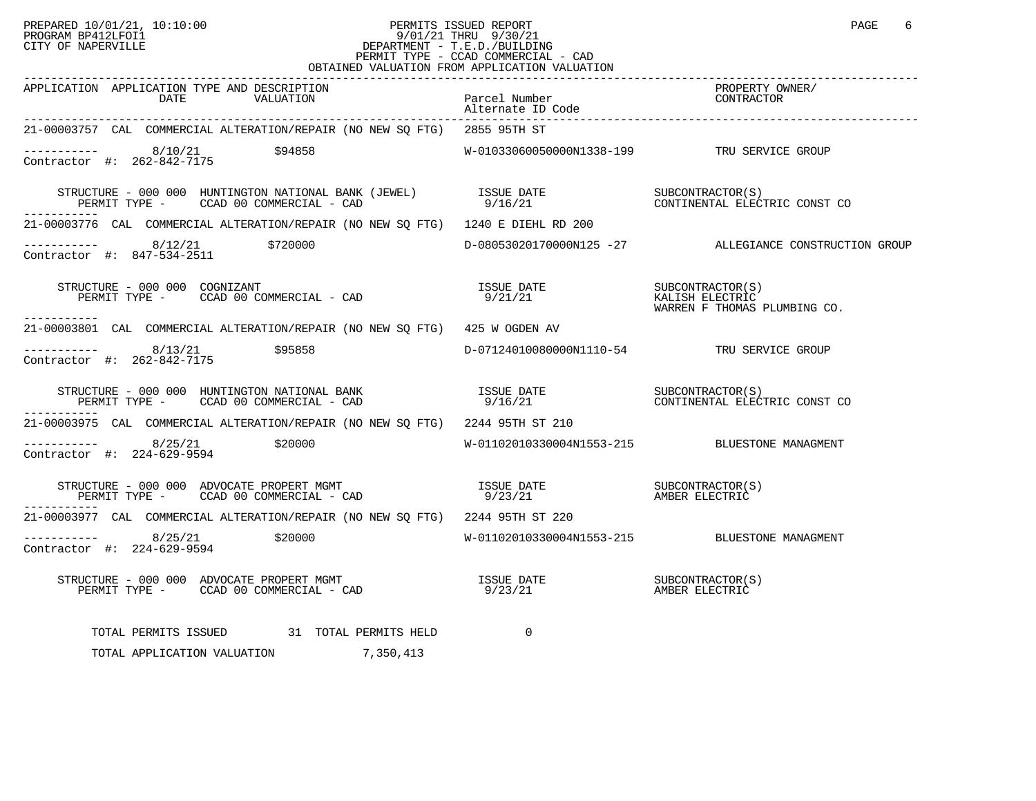PERMITS ISSUED REPORT
9/01/21 THRU 9/30/21
DEPARTMENT - T.E.D./BUILDING
PERMIT TYPE - CCAD COMMERCIAL - CAD
OBTAINED VALUATION FROM APPLICATION VALUATION

| APPLICATION | APPLICATION TYPE AND DESCRIPTION / DATE / VALUATION | Parcel Number / Alternate ID Code | PROPERTY OWNER/ CONTRACTOR |
|---|---|---|---|
| 21-00003757 | CAL COMMERCIAL ALTERATION/REPAIR (NO NEW SQ FTG) 2855 95TH ST | | |
| Contractor #: 262-842-7175 | 8/10/21 $94858 | W-01033060050000N1338-199 | TRU SERVICE GROUP |
| | STRUCTURE - 000 000 HUNTINGTON NATIONAL BANK (JEWEL) PERMIT TYPE - CCAD 00 COMMERCIAL - CAD | ISSUE DATE 9/16/21 | SUBCONTRACTOR(S) CONTINENTAL ELECTRIC CONST CO |
| 21-00003776 | CAL COMMERCIAL ALTERATION/REPAIR (NO NEW SQ FTG) 1240 E DIEHL RD 200 | | |
| Contractor #: 847-534-2511 | 8/12/21 $720000 | D-08053020170000N125 -27 | ALLEGIANCE CONSTRUCTION GROUP |
| | STRUCTURE - 000 000 COGNIZANT PERMIT TYPE - CCAD 00 COMMERCIAL - CAD | ISSUE DATE 9/21/21 | SUBCONTRACTOR(S) KALISH ELECTRIC WARREN F THOMAS PLUMBING CO. |
| 21-00003801 | CAL COMMERCIAL ALTERATION/REPAIR (NO NEW SQ FTG) 425 W OGDEN AV | | |
| Contractor #: 262-842-7175 | 8/13/21 $95858 | D-07124010080000N1110-54 | TRU SERVICE GROUP |
| | STRUCTURE - 000 000 HUNTINGTON NATIONAL BANK PERMIT TYPE - CCAD 00 COMMERCIAL - CAD | ISSUE DATE 9/16/21 | SUBCONTRACTOR(S) CONTINENTAL ELECTRIC CONST CO |
| 21-00003975 | CAL COMMERCIAL ALTERATION/REPAIR (NO NEW SQ FTG) 2244 95TH ST 210 | | |
| Contractor #: 224-629-9594 | 8/25/21 $20000 | W-01102010330004N1553-215 | BLUESTONE MANAGMENT |
| | STRUCTURE - 000 000 ADVOCATE PROPERT MGMT PERMIT TYPE - CCAD 00 COMMERCIAL - CAD | ISSUE DATE 9/23/21 | SUBCONTRACTOR(S) AMBER ELECTRIC |
| 21-00003977 | CAL COMMERCIAL ALTERATION/REPAIR (NO NEW SQ FTG) 2244 95TH ST 220 | | |
| Contractor #: 224-629-9594 | 8/25/21 $20000 | W-01102010330004N1553-215 | BLUESTONE MANAGMENT |
| | STRUCTURE - 000 000 ADVOCATE PROPERT MGMT PERMIT TYPE - CCAD 00 COMMERCIAL - CAD | ISSUE DATE 9/23/21 | SUBCONTRACTOR(S) AMBER ELECTRIC |

TOTAL PERMITS ISSUED 31 TOTAL PERMITS HELD 0

TOTAL APPLICATION VALUATION 7,350,413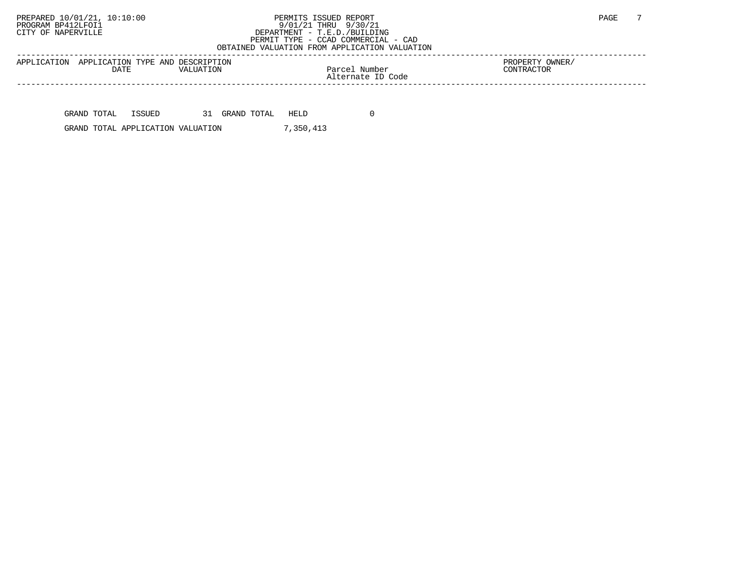PREPARED 10/01/21, 10:10:00
PROGRAM BP412LFOI1
CITY OF NAPERVILLE

PERMITS ISSUED REPORT
9/01/21 THRU 9/30/21
DEPARTMENT - T.E.D./BUILDING
PERMIT TYPE - CCAD COMMERCIAL - CAD
OBTAINED VALUATION FROM APPLICATION VALUATION

| APPLICATION | APPLICATION TYPE AND DESCRIPTION DATE | VALUATION | Parcel Number Alternate ID Code | PROPERTY OWNER/ CONTRACTOR |
|---|---|---|---|---|

GRAND TOTAL ISSUED 31 GRAND TOTAL HELD 0

GRAND TOTAL APPLICATION VALUATION 7,350,413